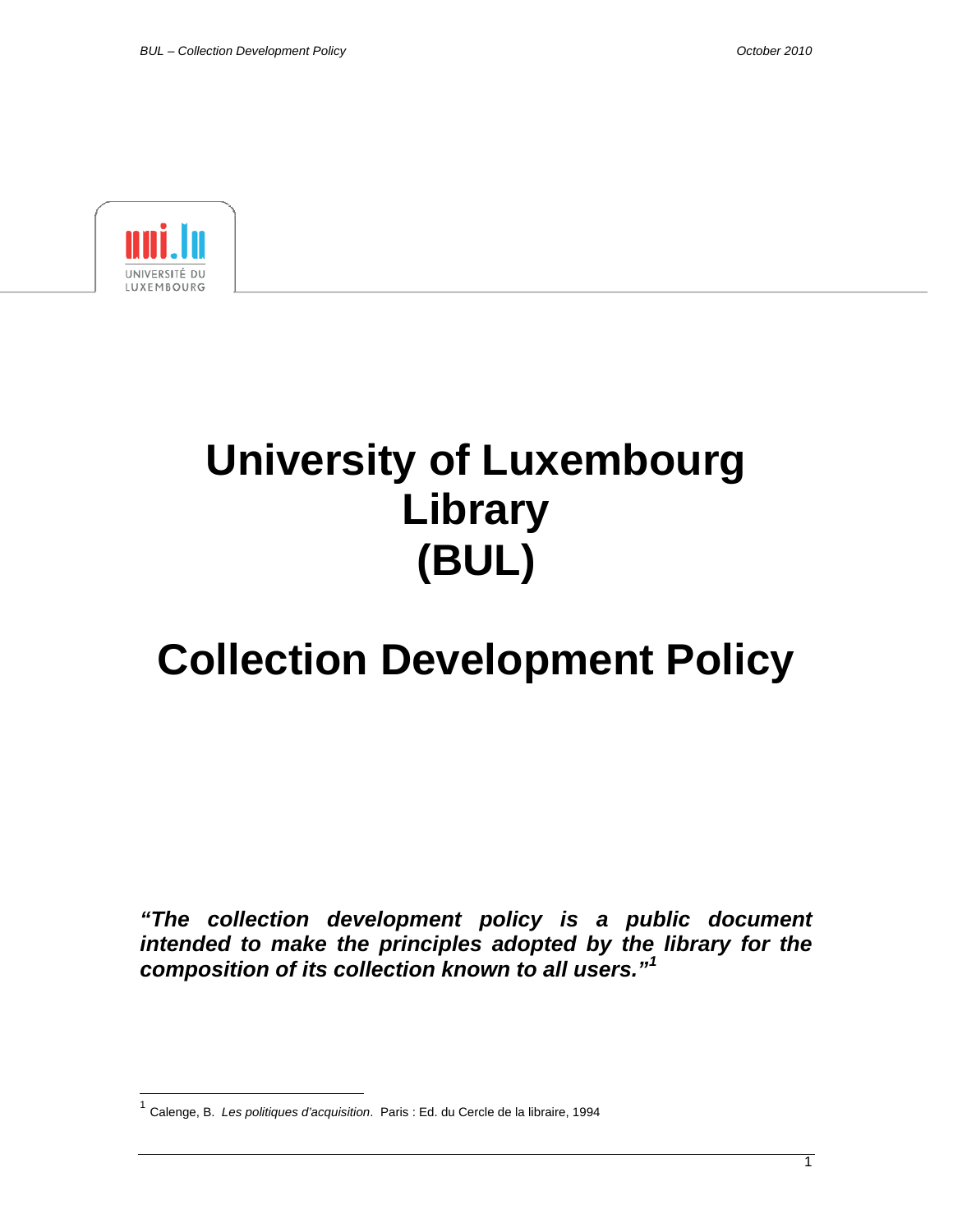UNIVERSITÉ DU LUXEMBOURG

# University of Luxembourg Library (BUL)

# Collection Development Policy

***"The collection development policy is a public document intended to make the principles adopted by the library for the composition of its collection known to all users."[1]***

---

[1] Calenge, B. *Les politiques d'acquisition*. Paris : Ed. du Cercle de la libraire, 1994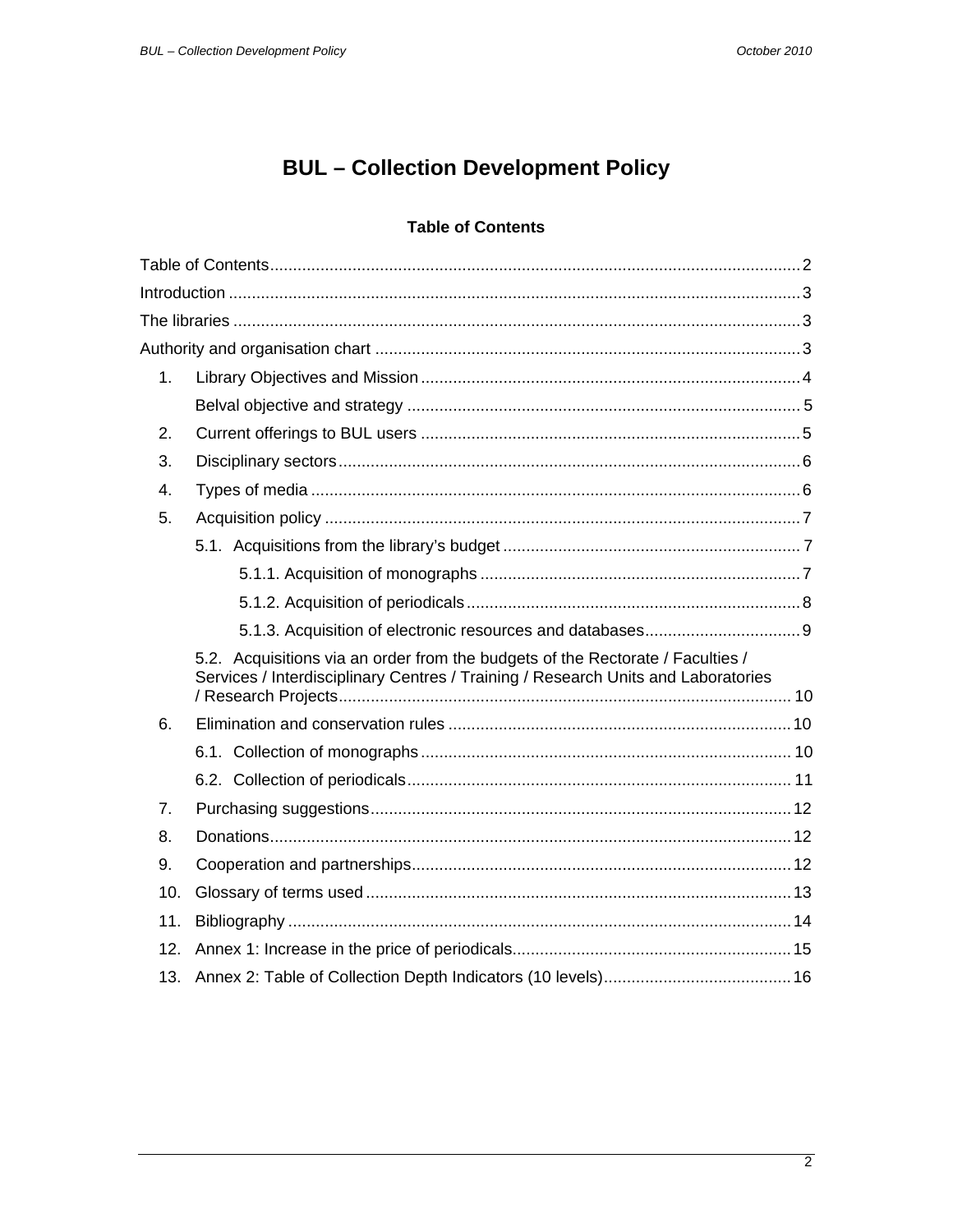# BUL – Collection Development Policy

**Table of Contents**

Table of Contents ............ 2
Introduction ............ 3
The libraries ............ 3
Authority and organisation chart ............ 3

1. Library Objectives and Mission ............ 4
   - Belval objective and strategy ............ 5
2. Current offerings to BUL users ............ 5
3. Disciplinary sectors ............ 6
4. Types of media ............ 6
5. Acquisition policy ............ 7
   - 5.1. Acquisitions from the library's budget ............ 7
     - 5.1.1. Acquisition of monographs ............ 7
     - 5.1.2. Acquisition of periodicals ............ 8
     - 5.1.3. Acquisition of electronic resources and databases ............ 9
   - 5.2. Acquisitions via an order from the budgets of the Rectorate / Faculties / Services / Interdisciplinary Centres / Training / Research Units and Laboratories / Research Projects ............ 10
6. Elimination and conservation rules ............ 10
   - 6.1. Collection of monographs ............ 10
   - 6.2. Collection of periodicals ............ 11
7. Purchasing suggestions ............ 12
8. Donations ............ 12
9. Cooperation and partnerships ............ 12
10. Glossary of terms used ............ 13
11. Bibliography ............ 14
12. Annex 1: Increase in the price of periodicals ............ 15
13. Annex 2: Table of Collection Depth Indicators (10 levels) ............ 16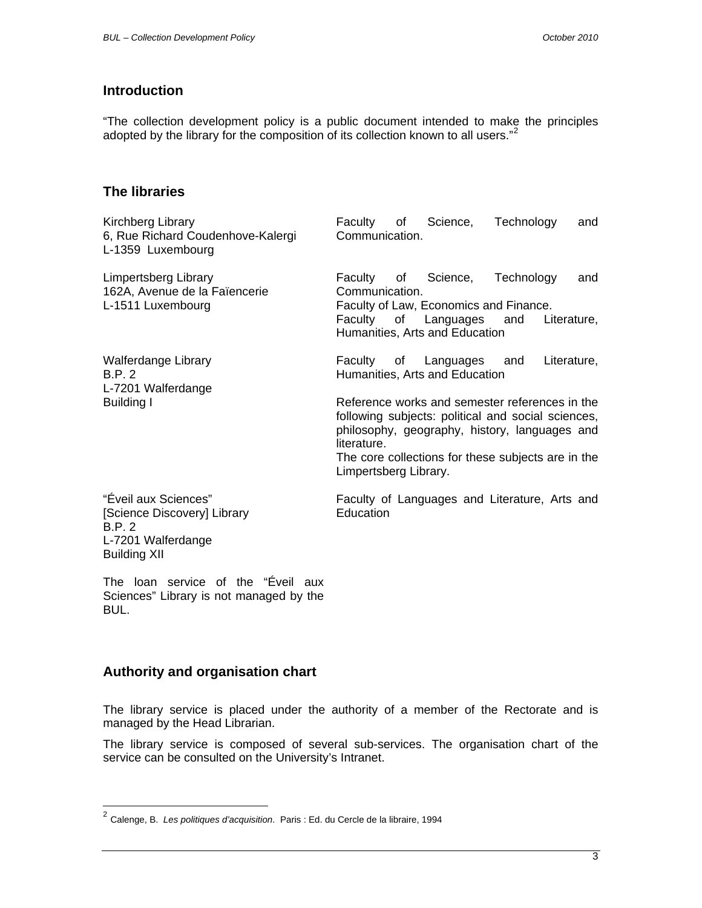## Introduction

"The collection development policy is a public document intended to make the principles adopted by the library for the composition of its collection known to all users."[2]

## The libraries

| | |
|---|---|
| Kirchberg Library<br>6, Rue Richard Coudenhove-Kalergi<br>L-1359 Luxembourg | Faculty of Science, Technology and Communication. |
| Limpertsberg Library<br>162A, Avenue de la Faïencerie<br>L-1511 Luxembourg | Faculty of Science, Technology and Communication.<br>Faculty of Law, Economics and Finance.<br>Faculty of Languages and Literature, Humanities, Arts and Education |
| Walferdange Library<br>B.P. 2<br>L-7201 Walferdange<br>Building I | Faculty of Languages and Literature, Humanities, Arts and Education<br><br>Reference works and semester references in the following subjects: political and social sciences, philosophy, geography, history, languages and literature.<br>The core collections for these subjects are in the Limpertsberg Library. |
| "Éveil aux Sciences"<br>[Science Discovery] Library<br>B.P. 2<br>L-7201 Walferdange<br>Building XII<br><br>The loan service of the "Éveil aux Sciences" Library is not managed by the BUL. | Faculty of Languages and Literature, Arts and Education |

## Authority and organisation chart

The library service is placed under the authority of a member of the Rectorate and is managed by the Head Librarian.

The library service is composed of several sub-services. The organisation chart of the service can be consulted on the University's Intranet.

---

[2] Calenge, B. *Les politiques d'acquisition*. Paris : Ed. du Cercle de la libraire, 1994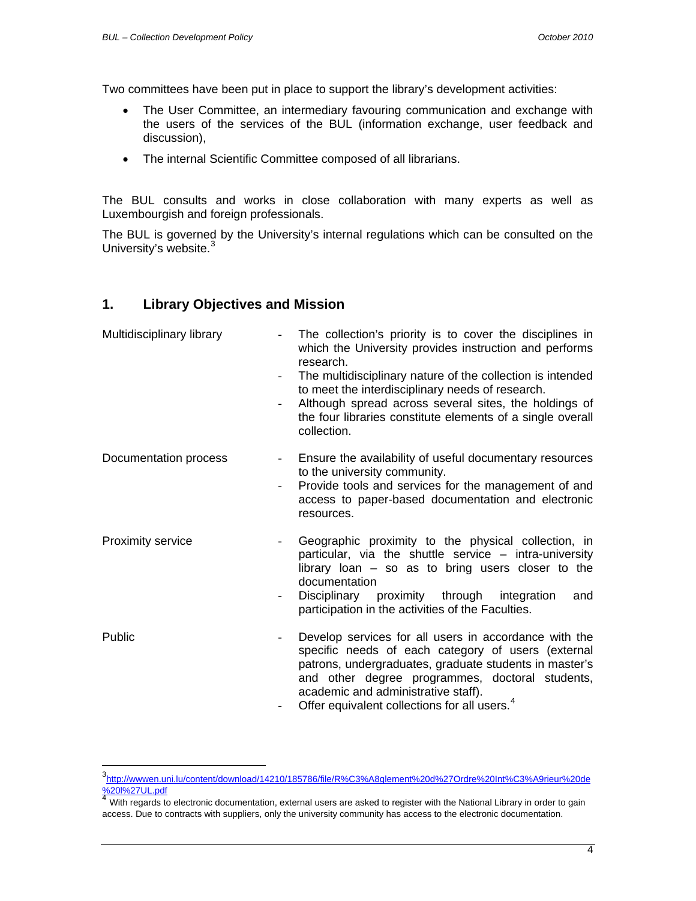Two committees have been put in place to support the library's development activities:

- The User Committee, an intermediary favouring communication and exchange with the users of the services of the BUL (information exchange, user feedback and discussion),
- The internal Scientific Committee composed of all librarians.

The BUL consults and works in close collaboration with many experts as well as Luxembourgish and foreign professionals.

The BUL is governed by the University's internal regulations which can be consulted on the University's website.[3]

## 1. Library Objectives and Mission

| | |
|---|---|
| Multidisciplinary library | - The collection's priority is to cover the disciplines in which the University provides instruction and performs research.<br>- The multidisciplinary nature of the collection is intended to meet the interdisciplinary needs of research.<br>- Although spread across several sites, the holdings of the four libraries constitute elements of a single overall collection. |
| Documentation process | - Ensure the availability of useful documentary resources to the university community.<br>- Provide tools and services for the management of and access to paper-based documentation and electronic resources. |
| Proximity service | - Geographic proximity to the physical collection, in particular, via the shuttle service – intra-university library loan – so as to bring users closer to the documentation<br>- Disciplinary proximity through integration and participation in the activities of the Faculties. |
| Public | - Develop services for all users in accordance with the specific needs of each category of users (external patrons, undergraduates, graduate students in master's and other degree programmes, doctoral students, academic and administrative staff).<br>- Offer equivalent collections for all users.[4] |

---

[3] http://wwwen.uni.lu/content/download/14210/185786/file/R%C3%A8glement%20d%27Ordre%20Int%C3%A9rieur%20de%20l%27UL.pdf

[4] With regards to electronic documentation, external users are asked to register with the National Library in order to gain access. Due to contracts with suppliers, only the university community has access to the electronic documentation.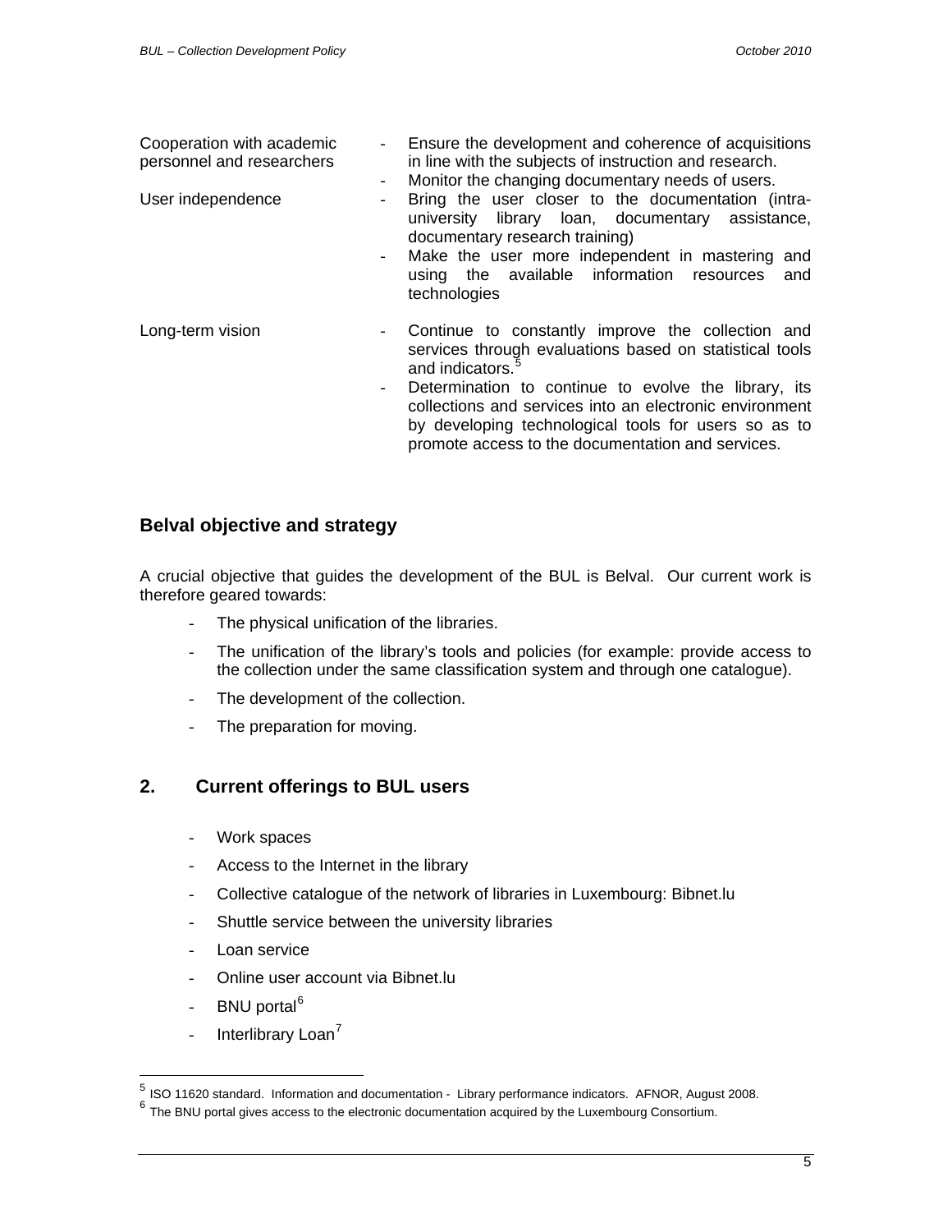| | |
|---|---|
| Cooperation with academic personnel and researchers | - Ensure the development and coherence of acquisitions in line with the subjects of instruction and research.<br>- Monitor the changing documentary needs of users. |
| User independence | - Bring the user closer to the documentation (intra-university library loan, documentary assistance, documentary research training)<br>- Make the user more independent in mastering and using the available information resources and technologies |
| Long-term vision | - Continue to constantly improve the collection and services through evaluations based on statistical tools and indicators.[5]<br>- Determination to continue to evolve the library, its collections and services into an electronic environment by developing technological tools for users so as to promote access to the documentation and services. |

### Belval objective and strategy

A crucial objective that guides the development of the BUL is Belval. Our current work is therefore geared towards:

- The physical unification of the libraries.
- The unification of the library's tools and policies (for example: provide access to the collection under the same classification system and through one catalogue).
- The development of the collection.
- The preparation for moving.

## 2. Current offerings to BUL users

- Work spaces
- Access to the Internet in the library
- Collective catalogue of the network of libraries in Luxembourg: Bibnet.lu
- Shuttle service between the university libraries
- Loan service
- Online user account via Bibnet.lu
- BNU portal[6]
- Interlibrary Loan[7]

[5] ISO 11620 standard. Information and documentation - Library performance indicators. AFNOR, August 2008.

[6] The BNU portal gives access to the electronic documentation acquired by the Luxembourg Consortium.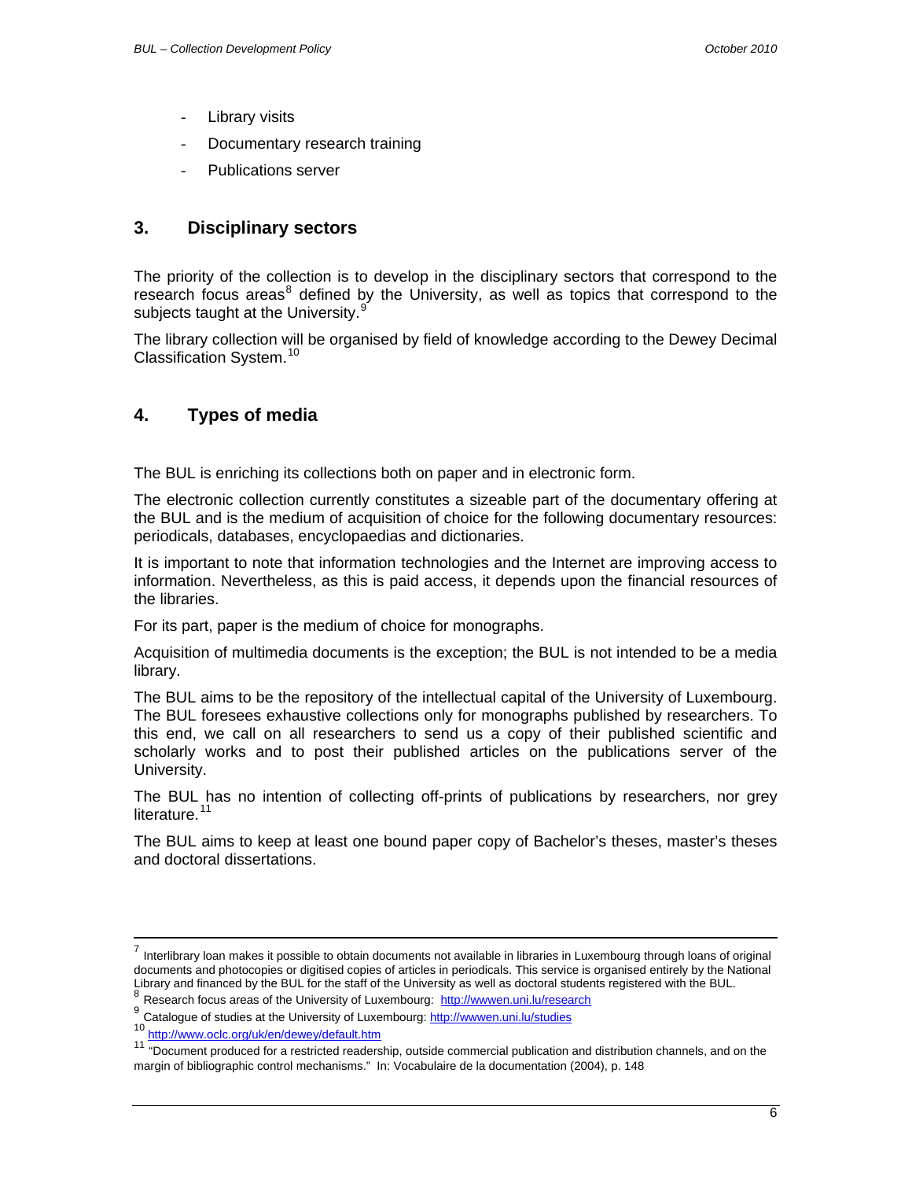- Library visits
- Documentary research training
- Publications server

## 3. Disciplinary sectors

The priority of the collection is to develop in the disciplinary sectors that correspond to the research focus areas[8] defined by the University, as well as topics that correspond to the subjects taught at the University.[9]

The library collection will be organised by field of knowledge according to the Dewey Decimal Classification System.[10]

## 4. Types of media

The BUL is enriching its collections both on paper and in electronic form.

The electronic collection currently constitutes a sizeable part of the documentary offering at the BUL and is the medium of acquisition of choice for the following documentary resources: periodicals, databases, encyclopaedias and dictionaries.

It is important to note that information technologies and the Internet are improving access to information. Nevertheless, as this is paid access, it depends upon the financial resources of the libraries.

For its part, paper is the medium of choice for monographs.

Acquisition of multimedia documents is the exception; the BUL is not intended to be a media library.

The BUL aims to be the repository of the intellectual capital of the University of Luxembourg. The BUL foresees exhaustive collections only for monographs published by researchers. To this end, we call on all researchers to send us a copy of their published scientific and scholarly works and to post their published articles on the publications server of the University.

The BUL has no intention of collecting off-prints of publications by researchers, nor grey literature.[11]

The BUL aims to keep at least one bound paper copy of Bachelor's theses, master's theses and doctoral dissertations.

---

[7] Interlibrary loan makes it possible to obtain documents not available in libraries in Luxembourg through loans of original documents and photocopies or digitised copies of articles in periodicals. This service is organised entirely by the National Library and financed by the BUL for the staff of the University as well as doctoral students registered with the BUL.

[8] Research focus areas of the University of Luxembourg: http://wwwen.uni.lu/research

[9] Catalogue of studies at the University of Luxembourg: http://wwwen.uni.lu/studies

[10] http://www.oclc.org/uk/en/dewey/default.htm

[11] "Document produced for a restricted readership, outside commercial publication and distribution channels, and on the margin of bibliographic control mechanisms." In: Vocabulaire de la documentation (2004), p. 148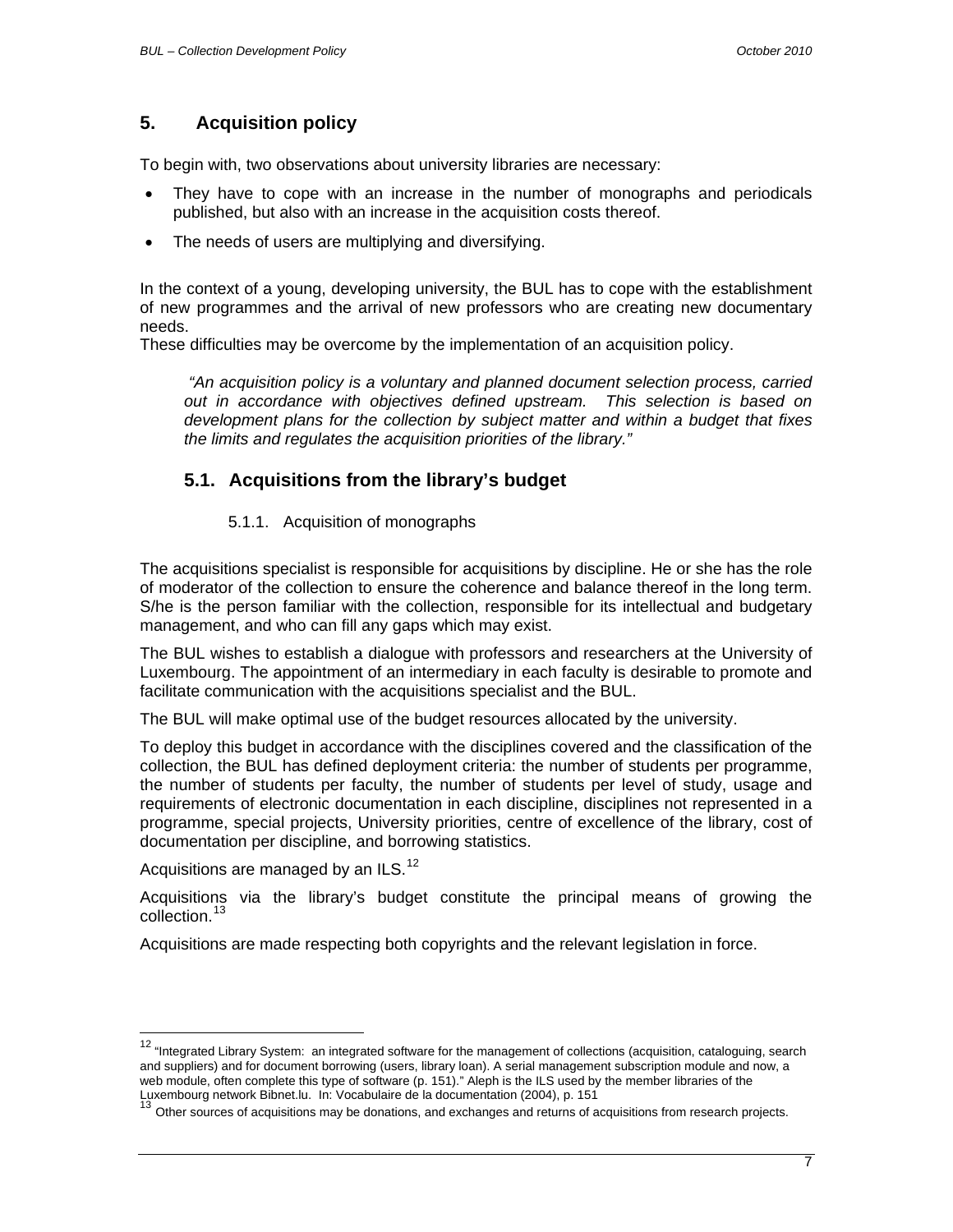## 5. Acquisition policy

To begin with, two observations about university libraries are necessary:

- They have to cope with an increase in the number of monographs and periodicals published, but also with an increase in the acquisition costs thereof.
- The needs of users are multiplying and diversifying.

In the context of a young, developing university, the BUL has to cope with the establishment of new programmes and the arrival of new professors who are creating new documentary needs.
These difficulties may be overcome by the implementation of an acquisition policy.

> *"An acquisition policy is a voluntary and planned document selection process, carried out in accordance with objectives defined upstream. This selection is based on development plans for the collection by subject matter and within a budget that fixes the limits and regulates the acquisition priorities of the library."*

### 5.1. Acquisitions from the library's budget

#### 5.1.1. Acquisition of monographs

The acquisitions specialist is responsible for acquisitions by discipline. He or she has the role of moderator of the collection to ensure the coherence and balance thereof in the long term. S/he is the person familiar with the collection, responsible for its intellectual and budgetary management, and who can fill any gaps which may exist.

The BUL wishes to establish a dialogue with professors and researchers at the University of Luxembourg. The appointment of an intermediary in each faculty is desirable to promote and facilitate communication with the acquisitions specialist and the BUL.

The BUL will make optimal use of the budget resources allocated by the university.

To deploy this budget in accordance with the disciplines covered and the classification of the collection, the BUL has defined deployment criteria: the number of students per programme, the number of students per faculty, the number of students per level of study, usage and requirements of electronic documentation in each discipline, disciplines not represented in a programme, special projects, University priorities, centre of excellence of the library, cost of documentation per discipline, and borrowing statistics.

Acquisitions are managed by an ILS.[12]

Acquisitions via the library's budget constitute the principal means of growing the collection.[13]

Acquisitions are made respecting both copyrights and the relevant legislation in force.

---

[12] "Integrated Library System: an integrated software for the management of collections (acquisition, cataloguing, search and suppliers) and for document borrowing (users, library loan). A serial management subscription module and now, a web module, often complete this type of software (p. 151)." Aleph is the ILS used by the member libraries of the Luxembourg network Bibnet.lu. In: Vocabulaire de la documentation (2004), p. 151

[13] Other sources of acquisitions may be donations, and exchanges and returns of acquisitions from research projects.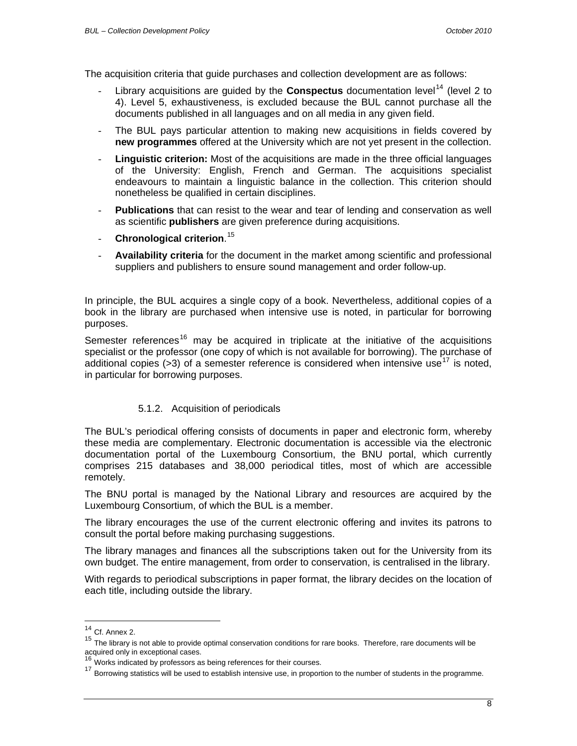The acquisition criteria that guide purchases and collection development are as follows:

- Library acquisitions are guided by the **Conspectus** documentation level[14] (level 2 to 4). Level 5, exhaustiveness, is excluded because the BUL cannot purchase all the documents published in all languages and on all media in any given field.
- The BUL pays particular attention to making new acquisitions in fields covered by **new programmes** offered at the University which are not yet present in the collection.
- **Linguistic criterion:** Most of the acquisitions are made in the three official languages of the University: English, French and German. The acquisitions specialist endeavours to maintain a linguistic balance in the collection. This criterion should nonetheless be qualified in certain disciplines.
- **Publications** that can resist to the wear and tear of lending and conservation as well as scientific **publishers** are given preference during acquisitions.
- **Chronological criterion**.[15]
- **Availability criteria** for the document in the market among scientific and professional suppliers and publishers to ensure sound management and order follow-up.

In principle, the BUL acquires a single copy of a book. Nevertheless, additional copies of a book in the library are purchased when intensive use is noted, in particular for borrowing purposes.

Semester references[16] may be acquired in triplicate at the initiative of the acquisitions specialist or the professor (one copy of which is not available for borrowing). The purchase of additional copies (>3) of a semester reference is considered when intensive use[17] is noted, in particular for borrowing purposes.

### 5.1.2. Acquisition of periodicals

The BUL's periodical offering consists of documents in paper and electronic form, whereby these media are complementary. Electronic documentation is accessible via the electronic documentation portal of the Luxembourg Consortium, the BNU portal, which currently comprises 215 databases and 38,000 periodical titles, most of which are accessible remotely.

The BNU portal is managed by the National Library and resources are acquired by the Luxembourg Consortium, of which the BUL is a member.

The library encourages the use of the current electronic offering and invites its patrons to consult the portal before making purchasing suggestions.

The library manages and finances all the subscriptions taken out for the University from its own budget. The entire management, from order to conservation, is centralised in the library.

With regards to periodical subscriptions in paper format, the library decides on the location of each title, including outside the library.

---

[14] Cf. Annex 2.

[15] The library is not able to provide optimal conservation conditions for rare books. Therefore, rare documents will be acquired only in exceptional cases.

[16] Works indicated by professors as being references for their courses.

[17] Borrowing statistics will be used to establish intensive use, in proportion to the number of students in the programme.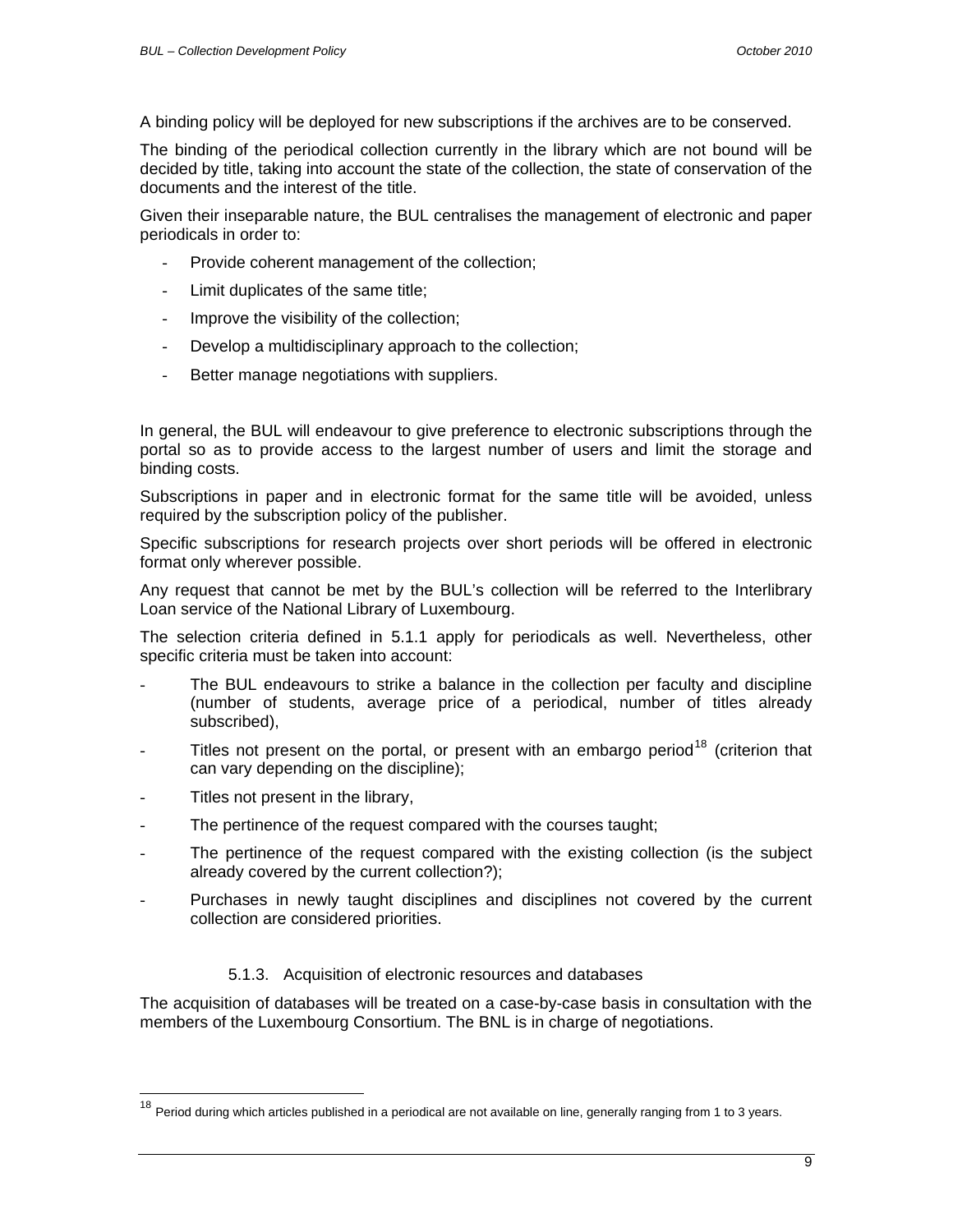A binding policy will be deployed for new subscriptions if the archives are to be conserved.

The binding of the periodical collection currently in the library which are not bound will be decided by title, taking into account the state of the collection, the state of conservation of the documents and the interest of the title.

Given their inseparable nature, the BUL centralises the management of electronic and paper periodicals in order to:

- Provide coherent management of the collection;
- Limit duplicates of the same title;
- Improve the visibility of the collection;
- Develop a multidisciplinary approach to the collection;
- Better manage negotiations with suppliers.

In general, the BUL will endeavour to give preference to electronic subscriptions through the portal so as to provide access to the largest number of users and limit the storage and binding costs.

Subscriptions in paper and in electronic format for the same title will be avoided, unless required by the subscription policy of the publisher.

Specific subscriptions for research projects over short periods will be offered in electronic format only wherever possible.

Any request that cannot be met by the BUL's collection will be referred to the Interlibrary Loan service of the National Library of Luxembourg.

The selection criteria defined in 5.1.1 apply for periodicals as well. Nevertheless, other specific criteria must be taken into account:

- The BUL endeavours to strike a balance in the collection per faculty and discipline (number of students, average price of a periodical, number of titles already subscribed),
- Titles not present on the portal, or present with an embargo period[18] (criterion that can vary depending on the discipline);
- Titles not present in the library,
- The pertinence of the request compared with the courses taught;
- The pertinence of the request compared with the existing collection (is the subject already covered by the current collection?);
- Purchases in newly taught disciplines and disciplines not covered by the current collection are considered priorities.

#### 5.1.3. Acquisition of electronic resources and databases

The acquisition of databases will be treated on a case-by-case basis in consultation with the members of the Luxembourg Consortium. The BNL is in charge of negotiations.

---

[18] Period during which articles published in a periodical are not available on line, generally ranging from 1 to 3 years.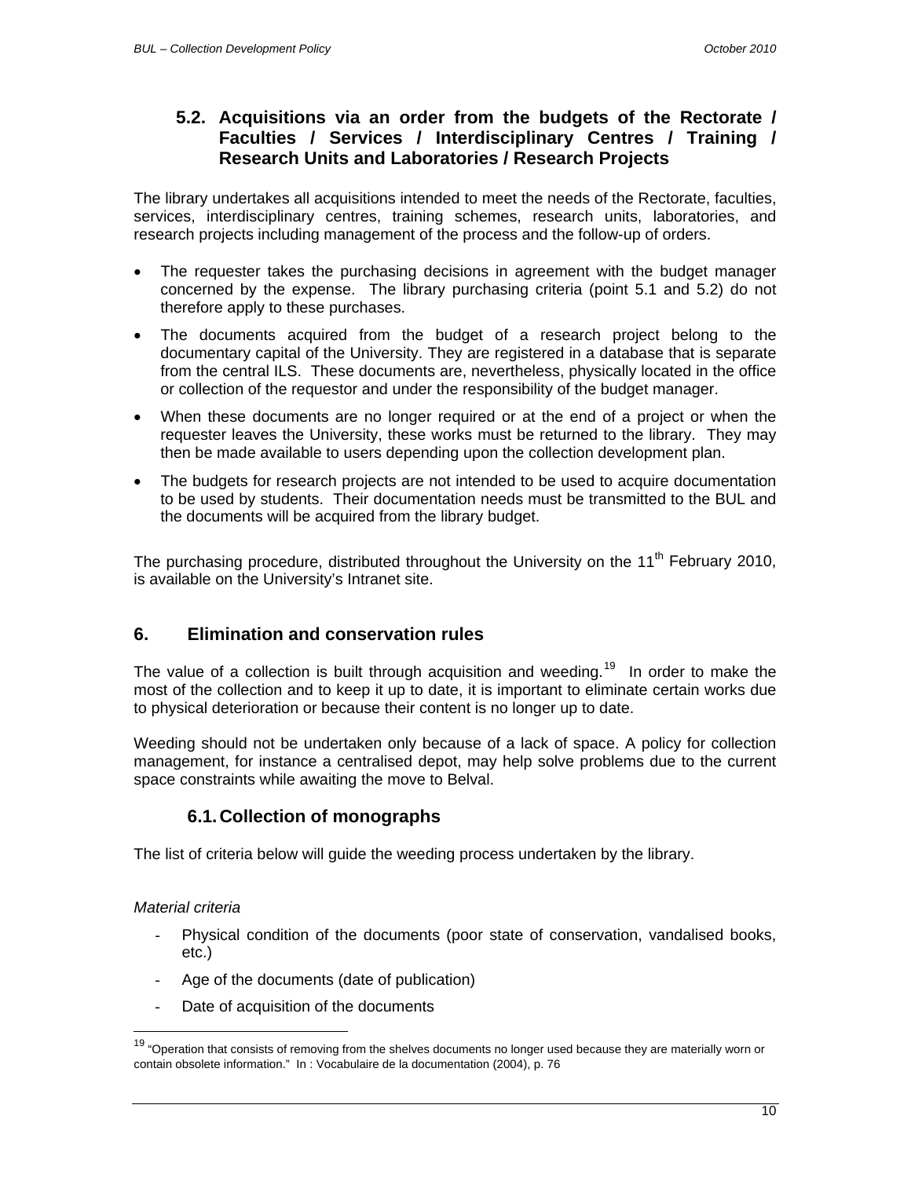### 5.2. Acquisitions via an order from the budgets of the Rectorate / Faculties / Services / Interdisciplinary Centres / Training / Research Units and Laboratories / Research Projects

The library undertakes all acquisitions intended to meet the needs of the Rectorate, faculties, services, interdisciplinary centres, training schemes, research units, laboratories, and research projects including management of the process and the follow-up of orders.

- The requester takes the purchasing decisions in agreement with the budget manager concerned by the expense. The library purchasing criteria (point 5.1 and 5.2) do not therefore apply to these purchases.
- The documents acquired from the budget of a research project belong to the documentary capital of the University. They are registered in a database that is separate from the central ILS. These documents are, nevertheless, physically located in the office or collection of the requestor and under the responsibility of the budget manager.
- When these documents are no longer required or at the end of a project or when the requester leaves the University, these works must be returned to the library. They may then be made available to users depending upon the collection development plan.
- The budgets for research projects are not intended to be used to acquire documentation to be used by students. Their documentation needs must be transmitted to the BUL and the documents will be acquired from the library budget.

The purchasing procedure, distributed throughout the University on the 11th February 2010, is available on the University's Intranet site.

## 6. Elimination and conservation rules

The value of a collection is built through acquisition and weeding.[19] In order to make the most of the collection and to keep it up to date, it is important to eliminate certain works due to physical deterioration or because their content is no longer up to date.

Weeding should not be undertaken only because of a lack of space. A policy for collection management, for instance a centralised depot, may help solve problems due to the current space constraints while awaiting the move to Belval.

### 6.1. Collection of monographs

The list of criteria below will guide the weeding process undertaken by the library.

*Material criteria*

- Physical condition of the documents (poor state of conservation, vandalised books, etc.)
- Age of the documents (date of publication)
- Date of acquisition of the documents

[19] "Operation that consists of removing from the shelves documents no longer used because they are materially worn or contain obsolete information." In : Vocabulaire de la documentation (2004), p. 76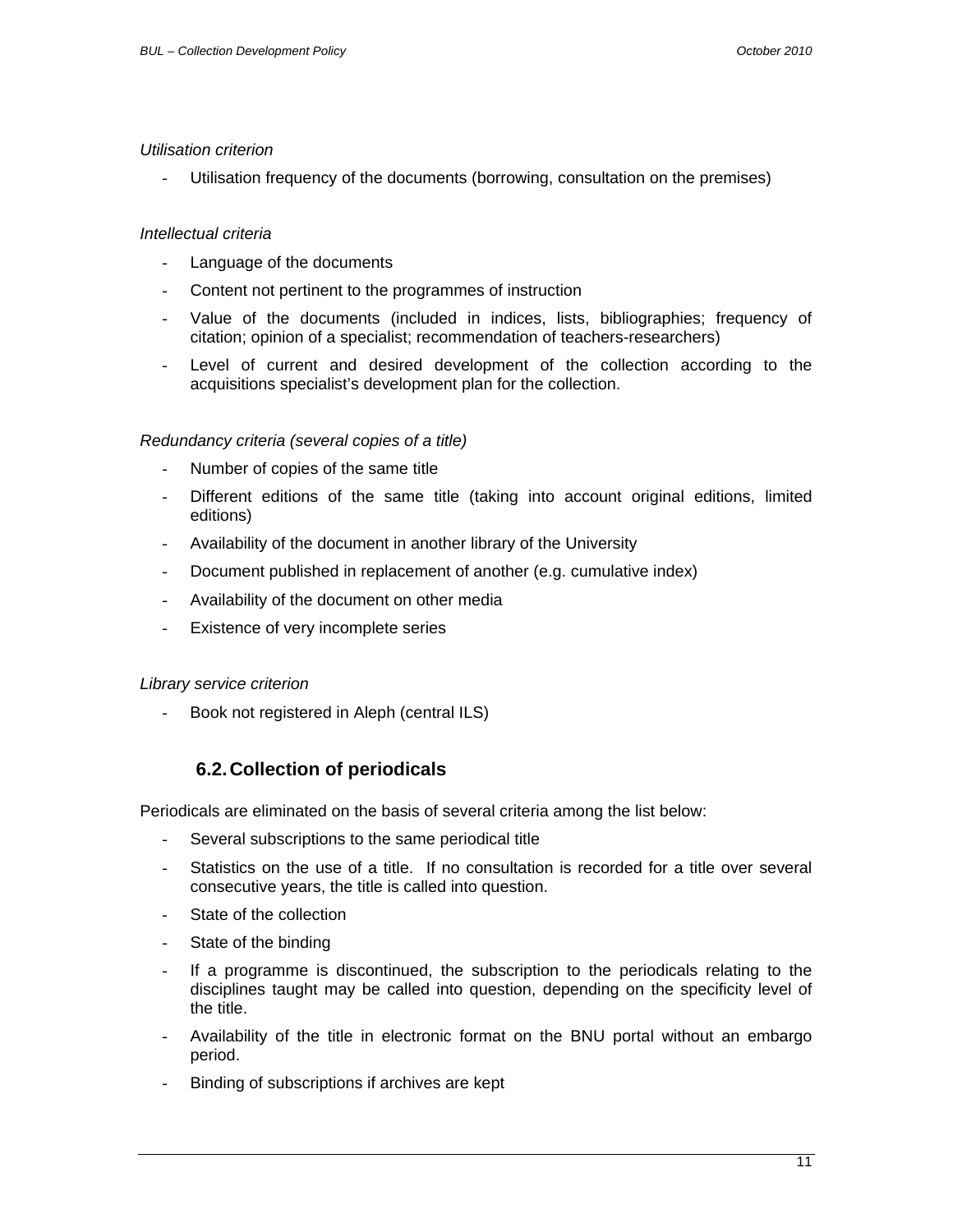*Utilisation criterion*

- Utilisation frequency of the documents (borrowing, consultation on the premises)

*Intellectual criteria*

- Language of the documents
- Content not pertinent to the programmes of instruction
- Value of the documents (included in indices, lists, bibliographies; frequency of citation; opinion of a specialist; recommendation of teachers-researchers)
- Level of current and desired development of the collection according to the acquisitions specialist's development plan for the collection.

*Redundancy criteria (several copies of a title)*

- Number of copies of the same title
- Different editions of the same title (taking into account original editions, limited editions)
- Availability of the document in another library of the University
- Document published in replacement of another (e.g. cumulative index)
- Availability of the document on other media
- Existence of very incomplete series

*Library service criterion*

- Book not registered in Aleph (central ILS)

### 6.2. Collection of periodicals

Periodicals are eliminated on the basis of several criteria among the list below:

- Several subscriptions to the same periodical title
- Statistics on the use of a title. If no consultation is recorded for a title over several consecutive years, the title is called into question.
- State of the collection
- State of the binding
- If a programme is discontinued, the subscription to the periodicals relating to the disciplines taught may be called into question, depending on the specificity level of the title.
- Availability of the title in electronic format on the BNU portal without an embargo period.
- Binding of subscriptions if archives are kept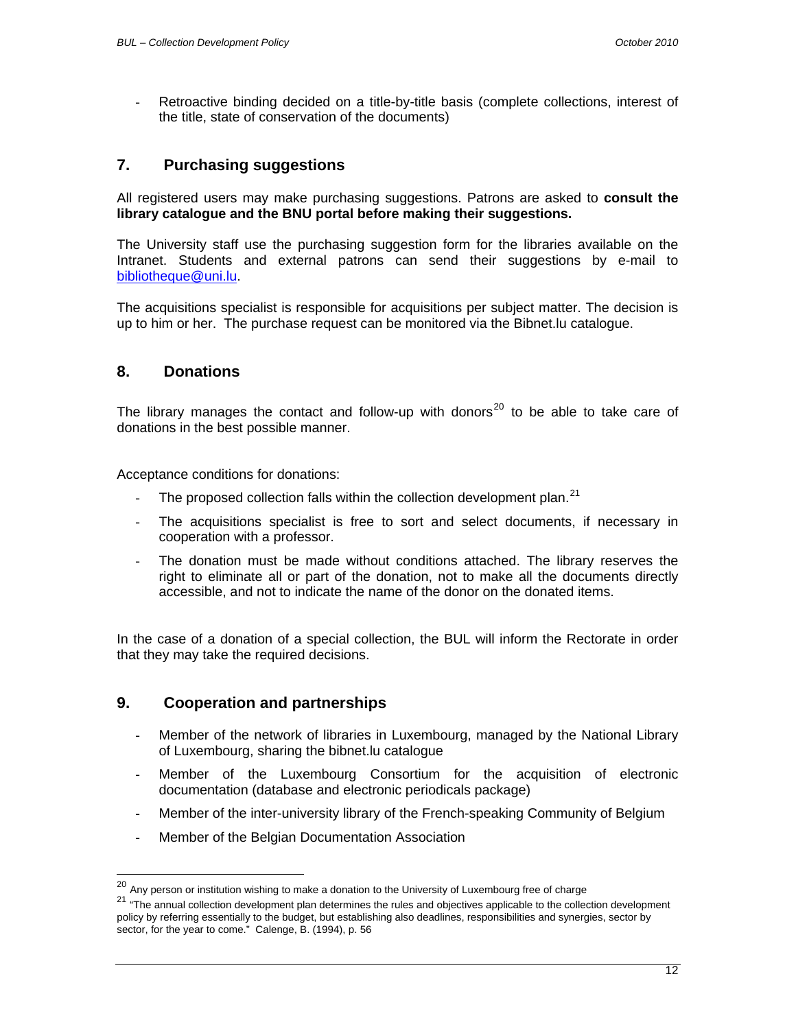- Retroactive binding decided on a title-by-title basis (complete collections, interest of the title, state of conservation of the documents)

## 7. Purchasing suggestions

All registered users may make purchasing suggestions. Patrons are asked to **consult the library catalogue and the BNU portal before making their suggestions.**

The University staff use the purchasing suggestion form for the libraries available on the Intranet. Students and external patrons can send their suggestions by e-mail to bibliotheque@uni.lu.

The acquisitions specialist is responsible for acquisitions per subject matter. The decision is up to him or her. The purchase request can be monitored via the Bibnet.lu catalogue.

## 8. Donations

The library manages the contact and follow-up with donors[20] to be able to take care of donations in the best possible manner.

Acceptance conditions for donations:

- The proposed collection falls within the collection development plan.[21]
- The acquisitions specialist is free to sort and select documents, if necessary in cooperation with a professor.
- The donation must be made without conditions attached. The library reserves the right to eliminate all or part of the donation, not to make all the documents directly accessible, and not to indicate the name of the donor on the donated items.

In the case of a donation of a special collection, the BUL will inform the Rectorate in order that they may take the required decisions.

## 9. Cooperation and partnerships

- Member of the network of libraries in Luxembourg, managed by the National Library of Luxembourg, sharing the bibnet.lu catalogue
- Member of the Luxembourg Consortium for the acquisition of electronic documentation (database and electronic periodicals package)
- Member of the inter-university library of the French-speaking Community of Belgium
- Member of the Belgian Documentation Association

---

[20] Any person or institution wishing to make a donation to the University of Luxembourg free of charge

[21] "The annual collection development plan determines the rules and objectives applicable to the collection development policy by referring essentially to the budget, but establishing also deadlines, responsibilities and synergies, sector by sector, for the year to come." Calenge, B. (1994), p. 56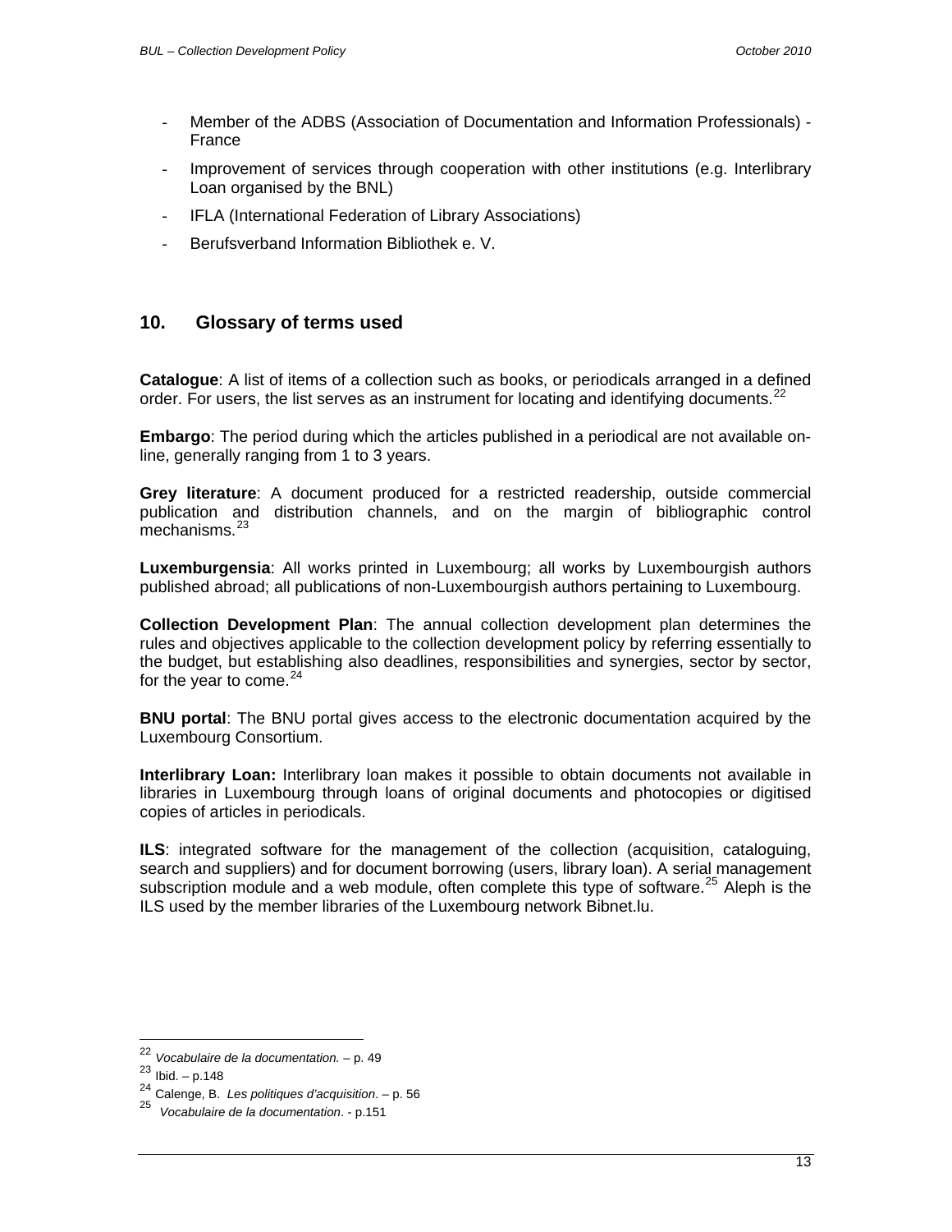- Member of the ADBS (Association of Documentation and Information Professionals) - France
- Improvement of services through cooperation with other institutions (e.g. Interlibrary Loan organised by the BNL)
- IFLA (International Federation of Library Associations)
- Berufsverband Information Bibliothek e. V.

## 10. Glossary of terms used

**Catalogue**: A list of items of a collection such as books, or periodicals arranged in a defined order. For users, the list serves as an instrument for locating and identifying documents.[22]

**Embargo**: The period during which the articles published in a periodical are not available on-line, generally ranging from 1 to 3 years.

**Grey literature**: A document produced for a restricted readership, outside commercial publication and distribution channels, and on the margin of bibliographic control mechanisms.[23]

**Luxemburgensia**: All works printed in Luxembourg; all works by Luxembourgish authors published abroad; all publications of non-Luxembourgish authors pertaining to Luxembourg.

**Collection Development Plan**: The annual collection development plan determines the rules and objectives applicable to the collection development policy by referring essentially to the budget, but establishing also deadlines, responsibilities and synergies, sector by sector, for the year to come.[24]

**BNU portal**: The BNU portal gives access to the electronic documentation acquired by the Luxembourg Consortium.

**Interlibrary Loan:** Interlibrary loan makes it possible to obtain documents not available in libraries in Luxembourg through loans of original documents and photocopies or digitised copies of articles in periodicals.

**ILS**: integrated software for the management of the collection (acquisition, cataloguing, search and suppliers) and for document borrowing (users, library loan). A serial management subscription module and a web module, often complete this type of software.[25] Aleph is the ILS used by the member libraries of the Luxembourg network Bibnet.lu.

---

[22] *Vocabulaire de la documentation.* – p. 49

[23] Ibid. – p.148

[24] Calenge, B. *Les politiques d'acquisition*. – p. 56

[25] *Vocabulaire de la documentation*. - p.151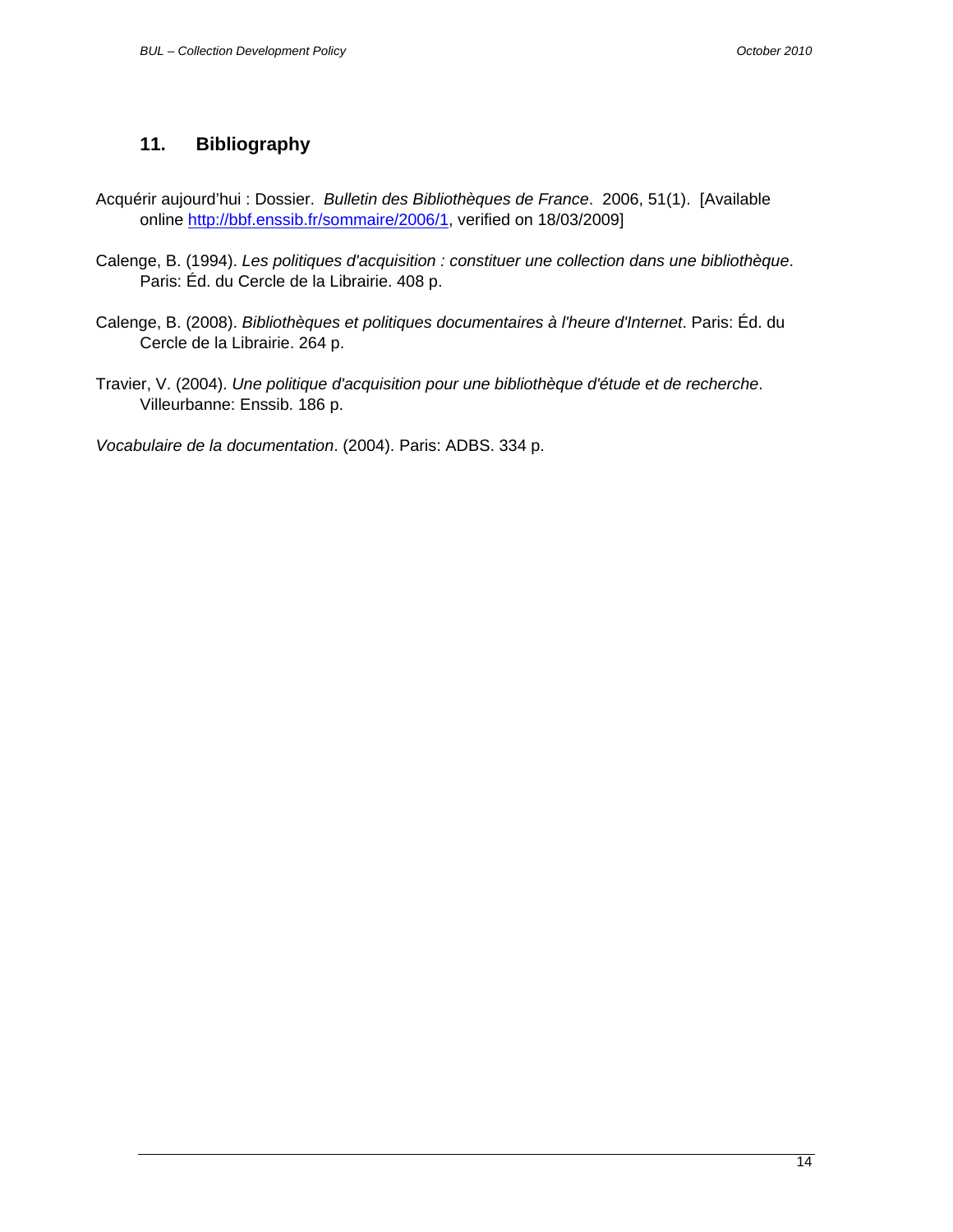## 11. Bibliography

Acquérir aujourd'hui : Dossier. *Bulletin des Bibliothèques de France*. 2006, 51(1). [Available online http://bbf.enssib.fr/sommaire/2006/1, verified on 18/03/2009]

Calenge, B. (1994). *Les politiques d'acquisition : constituer une collection dans une bibliothèque*. Paris: Éd. du Cercle de la Librairie. 408 p.

Calenge, B. (2008). *Bibliothèques et politiques documentaires à l'heure d'Internet*. Paris: Éd. du Cercle de la Librairie. 264 p.

Travier, V. (2004). *Une politique d'acquisition pour une bibliothèque d'étude et de recherche*. Villeurbanne: Enssib. 186 p.

*Vocabulaire de la documentation*. (2004). Paris: ADBS. 334 p.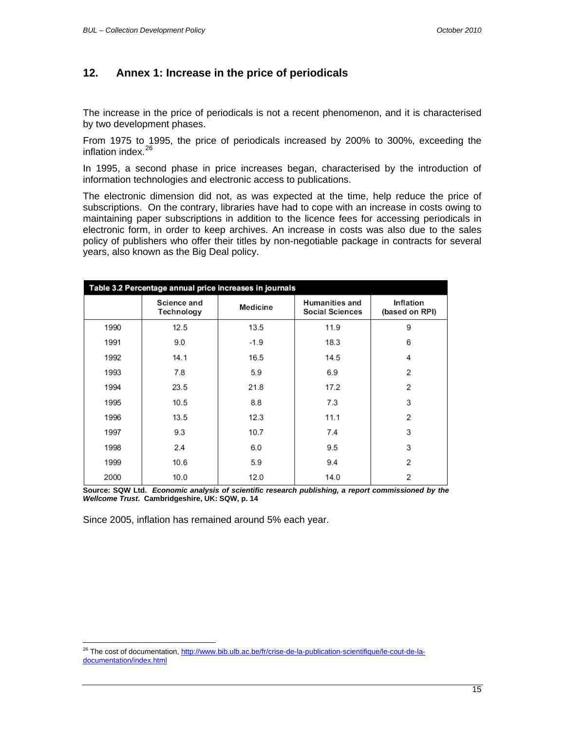## 12. Annex 1: Increase in the price of periodicals

The increase in the price of periodicals is not a recent phenomenon, and it is characterised by two development phases.

From 1975 to 1995, the price of periodicals increased by 200% to 300%, exceeding the inflation index.[26]

In 1995, a second phase in price increases began, characterised by the introduction of information technologies and electronic access to publications.

The electronic dimension did not, as was expected at the time, help reduce the price of subscriptions. On the contrary, libraries have had to cope with an increase in costs owing to maintaining paper subscriptions in addition to the licence fees for accessing periodicals in electronic form, in order to keep archives. An increase in costs was also due to the sales policy of publishers who offer their titles by non-negotiable package in contracts for several years, also known as the Big Deal policy.

**Table 3.2 Percentage annual price increases in journals**

| | Science and Technology | Medicine | Humanities and Social Sciences | Inflation (based on RPI) |
|---|---|---|---|---|
| 1990 | 12.5 | 13.5 | 11.9 | 9 |
| 1991 | 9.0 | -1.9 | 18.3 | 6 |
| 1992 | 14.1 | 16.5 | 14.5 | 4 |
| 1993 | 7.8 | 5.9 | 6.9 | 2 |
| 1994 | 23.5 | 21.8 | 17.2 | 2 |
| 1995 | 10.5 | 8.8 | 7.3 | 3 |
| 1996 | 13.5 | 12.3 | 11.1 | 2 |
| 1997 | 9.3 | 10.7 | 7.4 | 3 |
| 1998 | 2.4 | 6.0 | 9.5 | 3 |
| 1999 | 10.6 | 5.9 | 9.4 | 2 |
| 2000 | 10.0 | 12.0 | 14.0 | 2 |

**Source: SQW Ltd.** ***Economic analysis of scientific research publishing, a report commissioned by the Wellcome Trust*****. Cambridgeshire, UK: SQW, p. 14**

Since 2005, inflation has remained around 5% each year.

[26] The cost of documentation, http://www.bib.ulb.ac.be/fr/crise-de-la-publication-scientifique/le-cout-de-la-documentation/index.html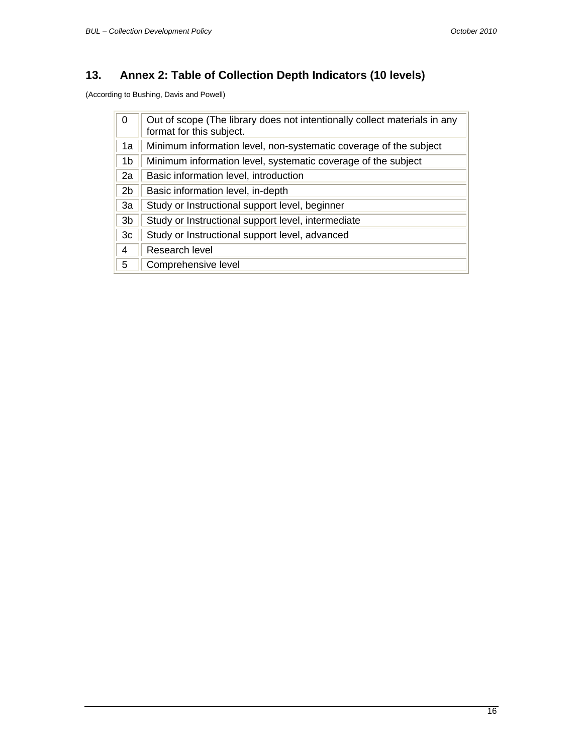## 13. Annex 2: Table of Collection Depth Indicators (10 levels)

(According to Bushing, Davis and Powell)

| | |
|---|---|
| 0 | Out of scope (The library does not intentionally collect materials in any format for this subject. |
| 1a | Minimum information level, non-systematic coverage of the subject |
| 1b | Minimum information level, systematic coverage of the subject |
| 2a | Basic information level, introduction |
| 2b | Basic information level, in-depth |
| 3a | Study or Instructional support level, beginner |
| 3b | Study or Instructional support level, intermediate |
| 3c | Study or Instructional support level, advanced |
| 4 | Research level |
| 5 | Comprehensive level |